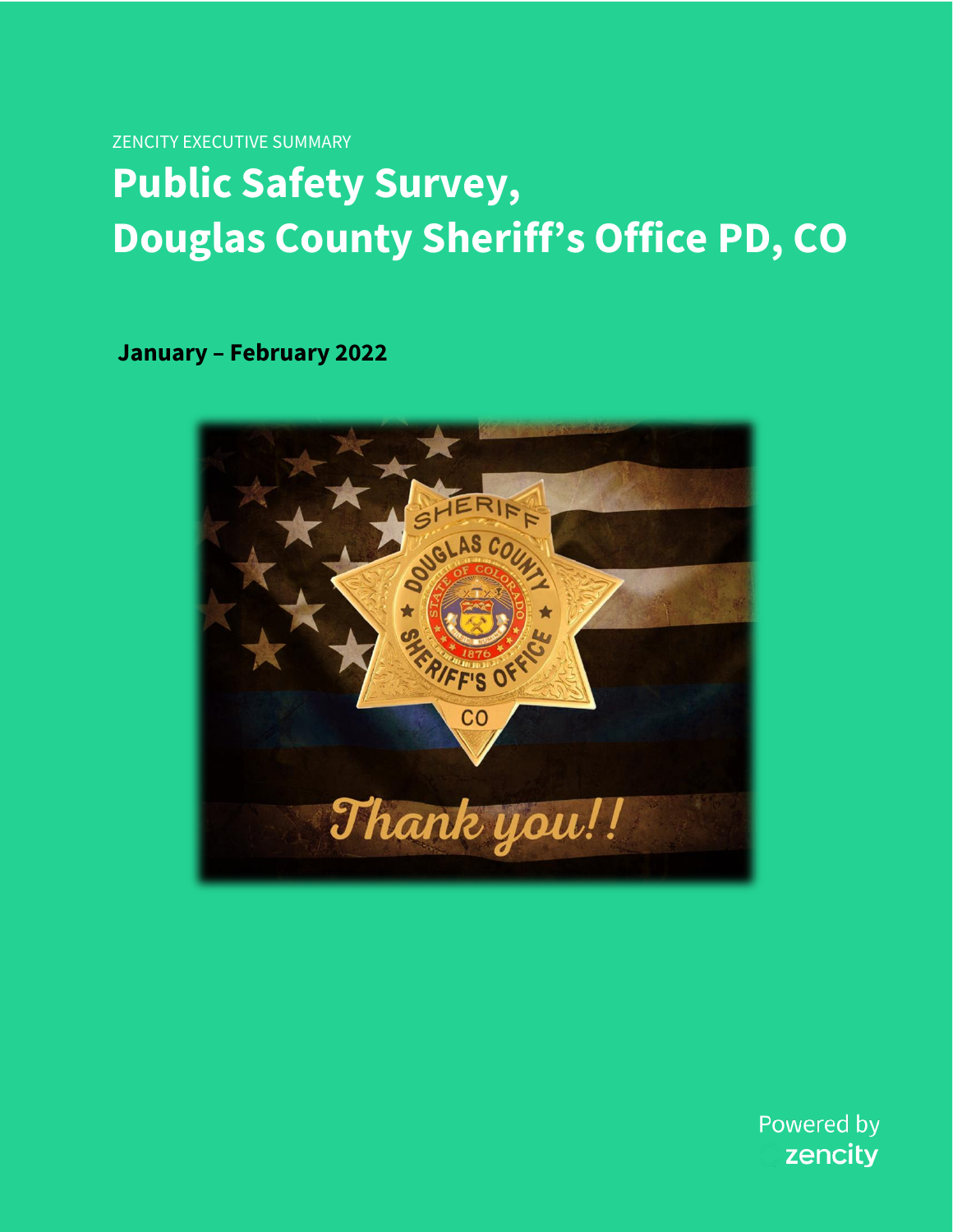ZENCITY EXECUTIVE SUMMARY

# Public Safety Survey, Douglas County Sheriff's Office PD, CO

**January – February 2022**

Powered by zencity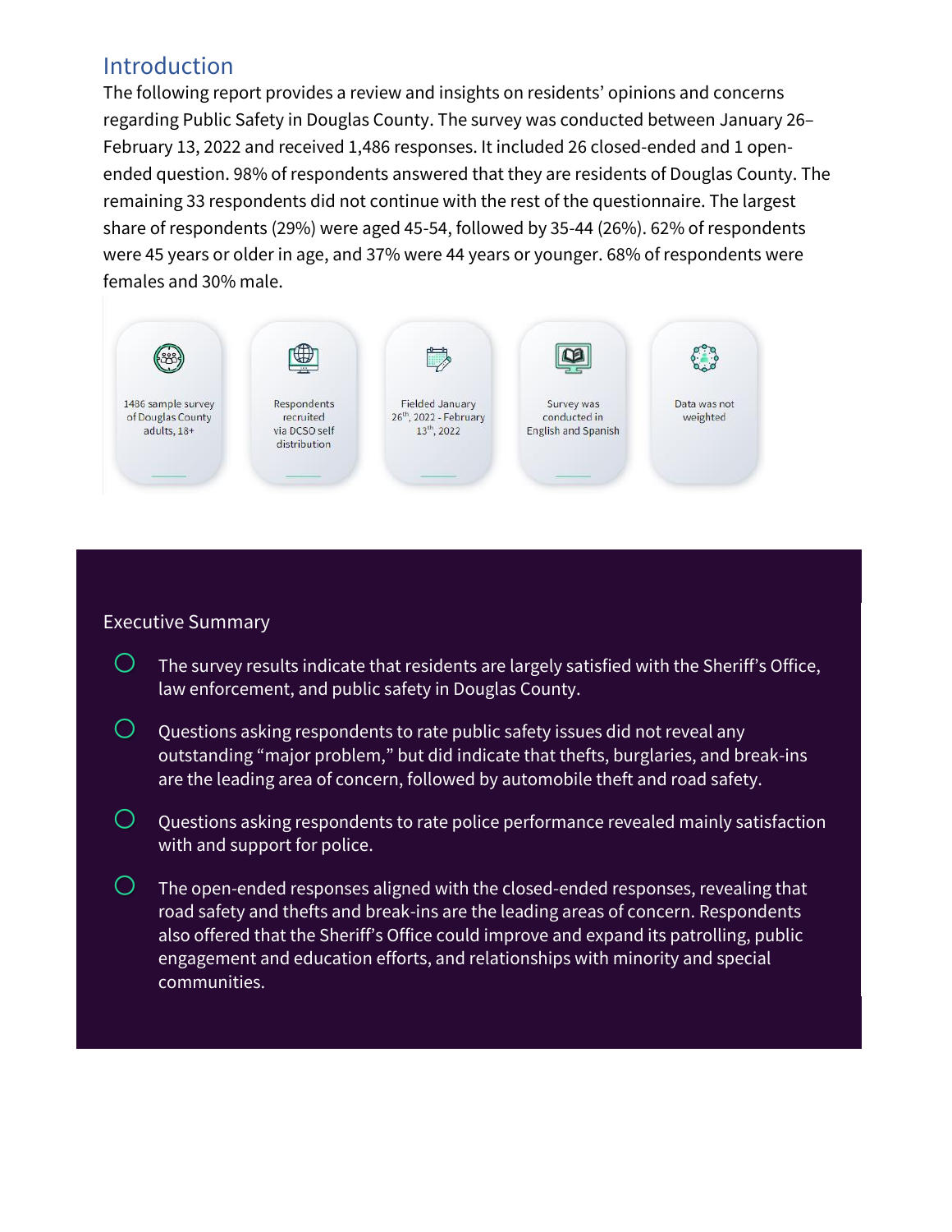## Introduction

The following report provides a review and insights on residents' opinions and concerns regarding Public Safety in Douglas County. The survey was conducted between January 26–February 13, 2022 and received 1,486 responses. It included 26 closed-ended and 1 open-ended question. 98% of respondents answered that they are residents of Douglas County. The remaining 33 respondents did not continue with the rest of the questionnaire. The largest share of respondents (29%) were aged 45-54, followed by 35-44 (26%). 62% of respondents were 45 years or older in age, and 37% were 44 years or younger. 68% of respondents were females and 30% male.

- 1486 sample survey of Douglas County adults, 18+
- Respondents recruited via DCSO self distribution
- Fielded January 26th, 2022 - February 13th, 2022
- Survey was conducted in English and Spanish
- Data was not weighted

## Executive Summary

- The survey results indicate that residents are largely satisfied with the Sheriff's Office, law enforcement, and public safety in Douglas County.
- Questions asking respondents to rate public safety issues did not reveal any outstanding "major problem," but did indicate that thefts, burglaries, and break-ins are the leading area of concern, followed by automobile theft and road safety.
- Questions asking respondents to rate police performance revealed mainly satisfaction with and support for police.
- The open-ended responses aligned with the closed-ended responses, revealing that road safety and thefts and break-ins are the leading areas of concern. Respondents also offered that the Sheriff's Office could improve and expand its patrolling, public engagement and education efforts, and relationships with minority and special communities.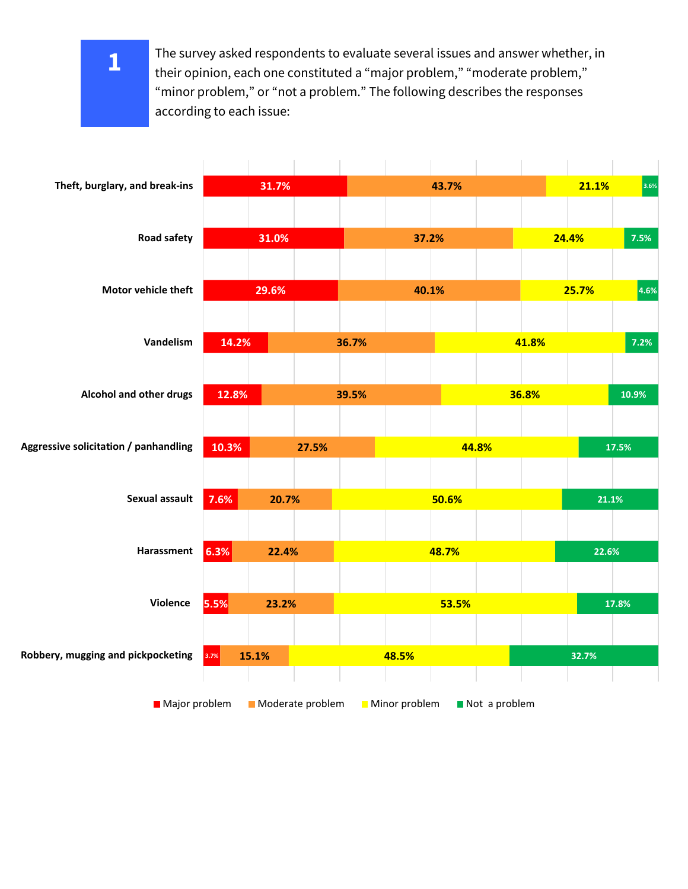**1** The survey asked respondents to evaluate several issues and answer whether, in their opinion, each one constituted a "major problem," "moderate problem," "minor problem," or "not a problem." The following describes the responses according to each issue:

| Issue | Major problem | Moderate problem | Minor problem | Not a problem |
|---|---|---|---|---|
| Theft, burglary, and break-ins | 31.7% | 43.7% | 21.1% | 3.6% |
| Road safety | 31.0% | 37.2% | 24.4% | 7.5% |
| Motor vehicle theft | 29.6% | 40.1% | 25.7% | 4.6% |
| Vandelism | 14.2% | 36.7% | 41.8% | 7.2% |
| Alcohol and other drugs | 12.8% | 39.5% | 36.8% | 10.9% |
| Aggressive solicitation / panhandling | 10.3% | 27.5% | 44.8% | 17.5% |
| Sexual assault | 7.6% | 20.7% | 50.6% | 21.1% |
| Harassment | 6.3% | 22.4% | 48.7% | 22.6% |
| Violence | 5.5% | 23.2% | 53.5% | 17.8% |
| Robbery, mugging and pickpocketing | 3.7% | 15.1% | 48.5% | 32.7% |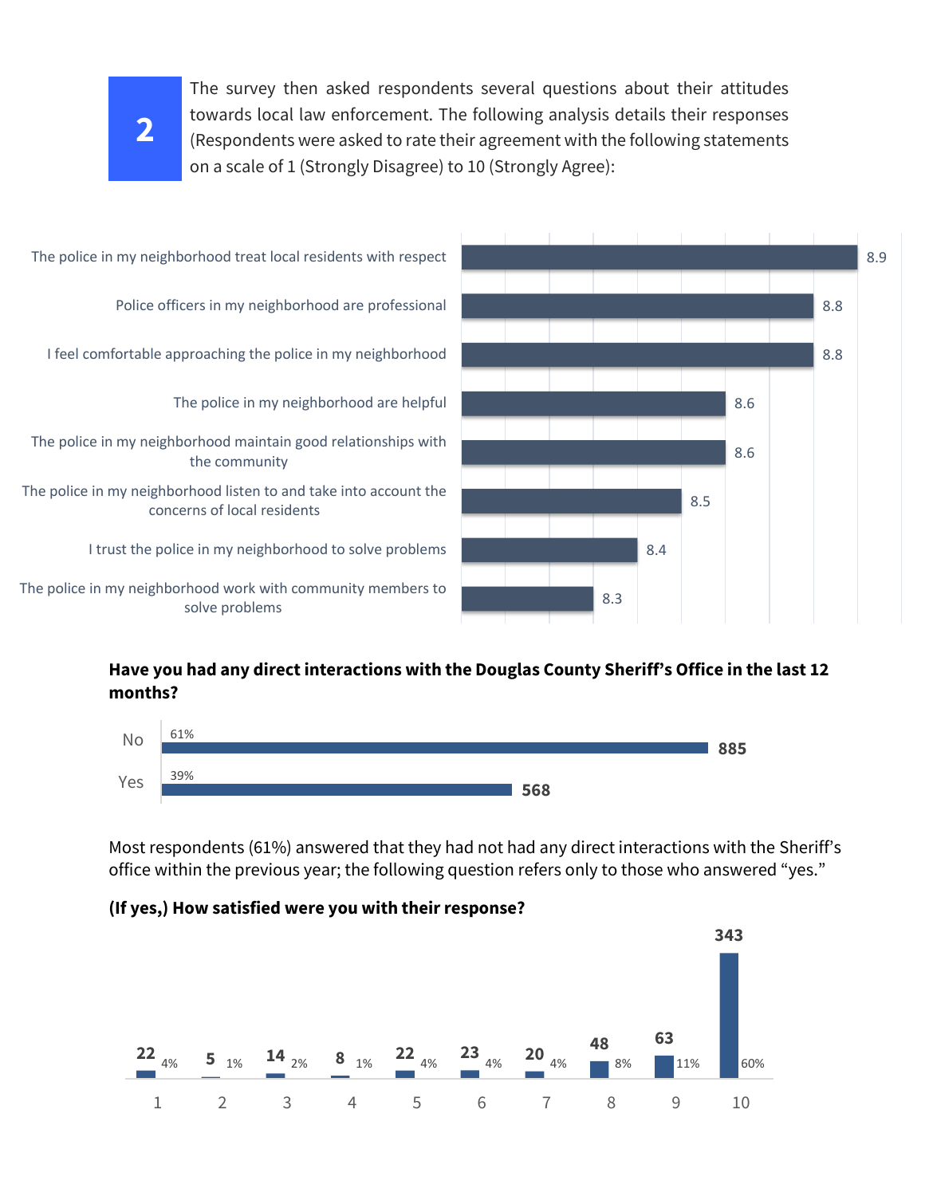**2** The survey then asked respondents several questions about their attitudes towards local law enforcement. The following analysis details their responses (Respondents were asked to rate their agreement with the following statements on a scale of 1 (Strongly Disagree) to 10 (Strongly Agree):

| Statement | Average |
|---|---|
| The police in my neighborhood treat local residents with respect | 8.9 |
| Police officers in my neighborhood are professional | 8.8 |
| I feel comfortable approaching the police in my neighborhood | 8.8 |
| The police in my neighborhood are helpful | 8.6 |
| The police in my neighborhood maintain good relationships with the community | 8.6 |
| The police in my neighborhood listen to and take into account the concerns of local residents | 8.5 |
| I trust the police in my neighborhood to solve problems | 8.4 |
| The police in my neighborhood work with community members to solve problems | 8.3 |

**Have you had any direct interactions with the Douglas County Sheriff's Office in the last 12 months?**

| Response | Percent | Count |
|---|---|---|
| No | 61% | 885 |
| Yes | 39% | 568 |

Most respondents (61%) answered that they had not had any direct interactions with the Sheriff's office within the previous year; the following question refers only to those who answered "yes."

**(If yes,) How satisfied were you with their response?**

| Rating | Count | Percent |
|---|---|---|
| 1 | 22 | 4% |
| 2 | 5 | 1% |
| 3 | 14 | 2% |
| 4 | 8 | 1% |
| 5 | 22 | 4% |
| 6 | 23 | 4% |
| 7 | 20 | 4% |
| 8 | 48 | 8% |
| 9 | 63 | 11% |
| 10 | 343 | 60% |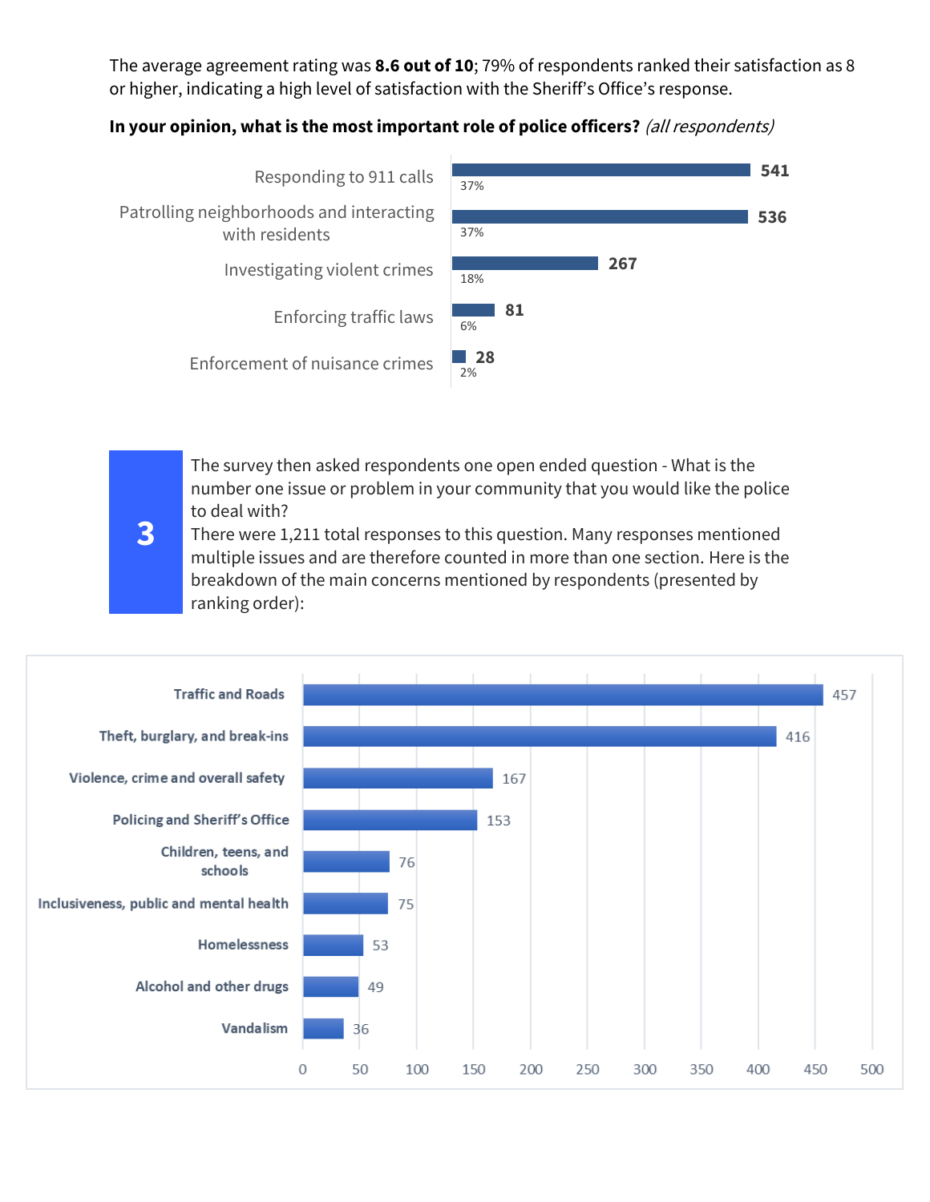The average agreement rating was **8.6 out of 10**; 79% of respondents ranked their satisfaction as 8 or higher, indicating a high level of satisfaction with the Sheriff's Office's response.

**In your opinion, what is the most important role of police officers?** *(all respondents)*

| Role | Count | Percent |
|---|---|---|
| Responding to 911 calls | 541 | 37% |
| Patrolling neighborhoods and interacting with residents | 536 | 37% |
| Investigating violent crimes | 267 | 18% |
| Enforcing traffic laws | 81 | 6% |
| Enforcement of nuisance crimes | 28 | 2% |

**3**

The survey then asked respondents one open ended question - What is the number one issue or problem in your community that you would like the police to deal with?
There were 1,211 total responses to this question. Many responses mentioned multiple issues and are therefore counted in more than one section. Here is the breakdown of the main concerns mentioned by respondents (presented by ranking order):

| Concern | Responses |
|---|---|
| Traffic and Roads | 457 |
| Theft, burglary, and break-ins | 416 |
| Violence, crime and overall safety | 167 |
| Policing and Sheriff's Office | 153 |
| Children, teens, and schools | 76 |
| Inclusiveness, public and mental health | 75 |
| Homelessness | 53 |
| Alcohol and other drugs | 49 |
| Vandalism | 36 |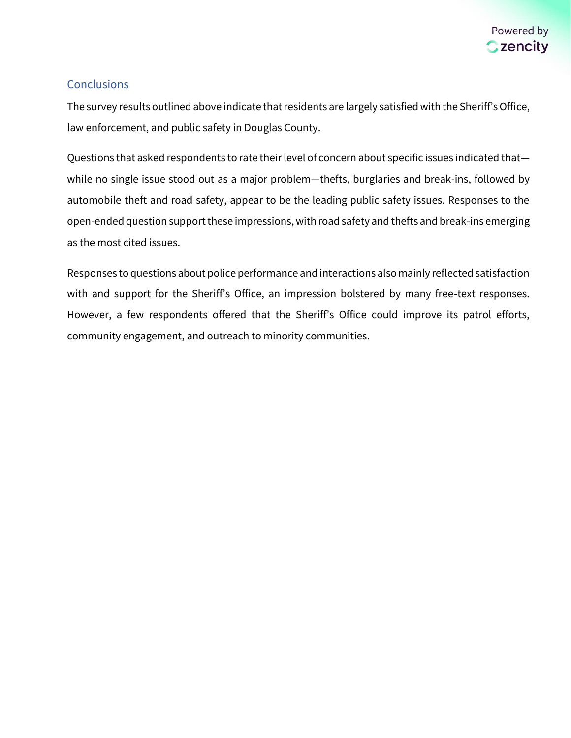## Conclusions

The survey results outlined above indicate that residents are largely satisfied with the Sheriff's Office, law enforcement, and public safety in Douglas County.

Questions that asked respondents to rate their level of concern about specific issues indicated that—while no single issue stood out as a major problem—thefts, burglaries and break-ins, followed by automobile theft and road safety, appear to be the leading public safety issues. Responses to the open-ended question support these impressions, with road safety and thefts and break-ins emerging as the most cited issues.

Responses to questions about police performance and interactions also mainly reflected satisfaction with and support for the Sheriff's Office, an impression bolstered by many free-text responses. However, a few respondents offered that the Sheriff's Office could improve its patrol efforts, community engagement, and outreach to minority communities.